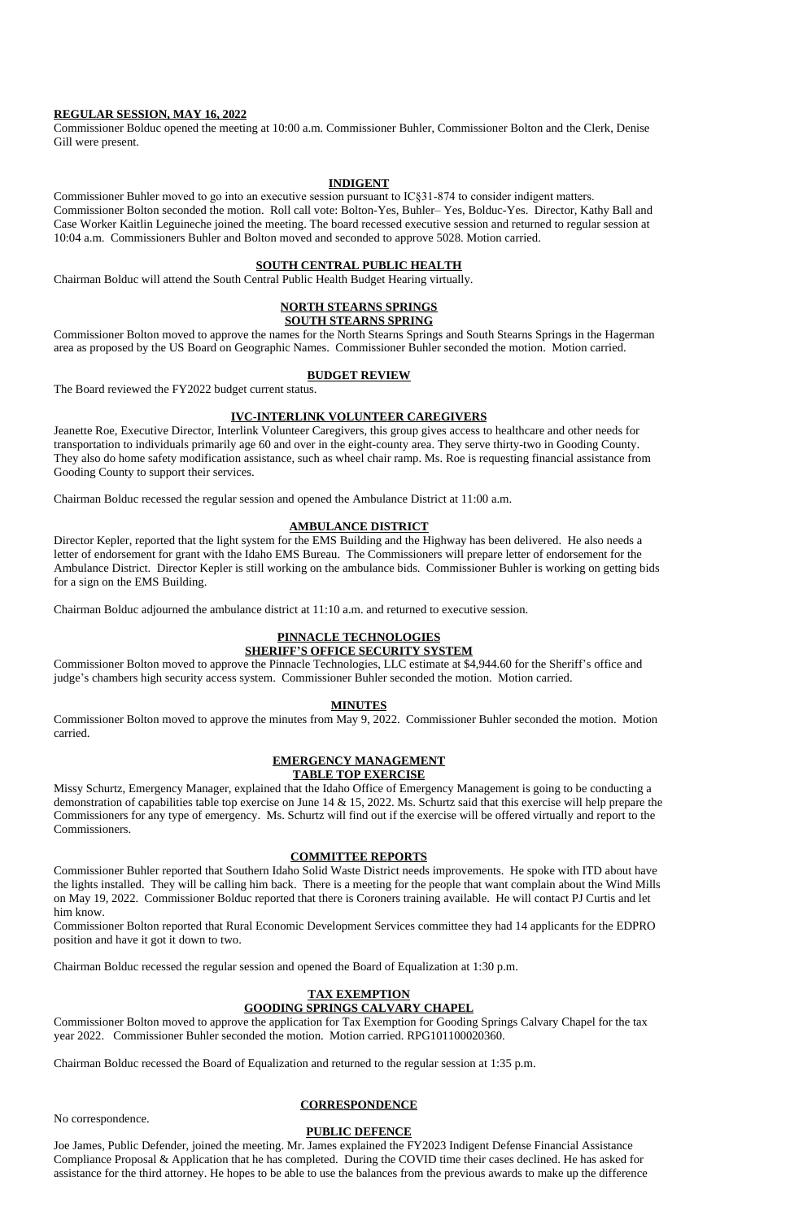**REGULAR SESSION, MAY 16, 2022**

Commissioner Bolduc opened the meeting at 10:00 a.m. Commissioner Buhler, Commissioner Bolton and the Clerk, Denise Gill were present.

**INDIGENT**

Commissioner Buhler moved to go into an executive session pursuant to IC§31-874 to consider indigent matters. Commissioner Bolton seconded the motion. Roll call vote: Bolton-Yes, Buhler– Yes, Bolduc-Yes. Director, Kathy Ball and Case Worker Kaitlin Leguineche joined the meeting. The board recessed executive session and returned to regular session at 10:04 a.m. Commissioners Buhler and Bolton moved and seconded to approve 5028. Motion carried.

**SOUTH CENTRAL PUBLIC HEALTH**

Chairman Bolduc will attend the South Central Public Health Budget Hearing virtually.

**NORTH STEARNS SPRINGS**
**SOUTH STEARNS SPRING**

Commissioner Bolton moved to approve the names for the North Stearns Springs and South Stearns Springs in the Hagerman area as proposed by the US Board on Geographic Names. Commissioner Buhler seconded the motion. Motion carried.

**BUDGET REVIEW**

The Board reviewed the FY2022 budget current status.

**IVC-INTERLINK VOLUNTEER CAREGIVERS**

Jeanette Roe, Executive Director, Interlink Volunteer Caregivers, this group gives access to healthcare and other needs for transportation to individuals primarily age 60 and over in the eight-county area. They serve thirty-two in Gooding County. They also do home safety modification assistance, such as wheel chair ramp. Ms. Roe is requesting financial assistance from Gooding County to support their services.

Chairman Bolduc recessed the regular session and opened the Ambulance District at 11:00 a.m.

**AMBULANCE DISTRICT**

Director Kepler, reported that the light system for the EMS Building and the Highway has been delivered. He also needs a letter of endorsement for grant with the Idaho EMS Bureau. The Commissioners will prepare letter of endorsement for the Ambulance District. Director Kepler is still working on the ambulance bids. Commissioner Buhler is working on getting bids for a sign on the EMS Building.

Chairman Bolduc adjourned the ambulance district at 11:10 a.m. and returned to executive session.

**PINNACLE TECHNOLOGIES**
**SHERIFF'S OFFICE SECURITY SYSTEM**

Commissioner Bolton moved to approve the Pinnacle Technologies, LLC estimate at $4,944.60 for the Sheriff's office and judge's chambers high security access system. Commissioner Buhler seconded the motion. Motion carried.

**MINUTES**

Commissioner Bolton moved to approve the minutes from May 9, 2022. Commissioner Buhler seconded the motion. Motion carried.

**EMERGENCY MANAGEMENT**
**TABLE TOP EXERCISE**

Missy Schurtz, Emergency Manager, explained that the Idaho Office of Emergency Management is going to be conducting a demonstration of capabilities table top exercise on June 14 & 15, 2022. Ms. Schurtz said that this exercise will help prepare the Commissioners for any type of emergency. Ms. Schurtz will find out if the exercise will be offered virtually and report to the Commissioners.

**COMMITTEE REPORTS**

Commissioner Buhler reported that Southern Idaho Solid Waste District needs improvements. He spoke with ITD about have the lights installed. They will be calling him back. There is a meeting for the people that want complain about the Wind Mills on May 19, 2022. Commissioner Bolduc reported that there is Coroners training available. He will contact PJ Curtis and let him know.

Commissioner Bolton reported that Rural Economic Development Services committee they had 14 applicants for the EDPRO position and have it got it down to two.

Chairman Bolduc recessed the regular session and opened the Board of Equalization at 1:30 p.m.

**TAX EXEMPTION**
**GOODING SPRINGS CALVARY CHAPEL**

Commissioner Bolton moved to approve the application for Tax Exemption for Gooding Springs Calvary Chapel for the tax year 2022. Commissioner Buhler seconded the motion. Motion carried. RPG101100020360.

Chairman Bolduc recessed the Board of Equalization and returned to the regular session at 1:35 p.m.

**CORRESPONDENCE**

No correspondence.

**PUBLIC DEFENCE**

Joe James, Public Defender, joined the meeting. Mr. James explained the FY2023 Indigent Defense Financial Assistance Compliance Proposal & Application that he has completed. During the COVID time their cases declined. He has asked for assistance for the third attorney. He hopes to be able to use the balances from the previous awards to make up the difference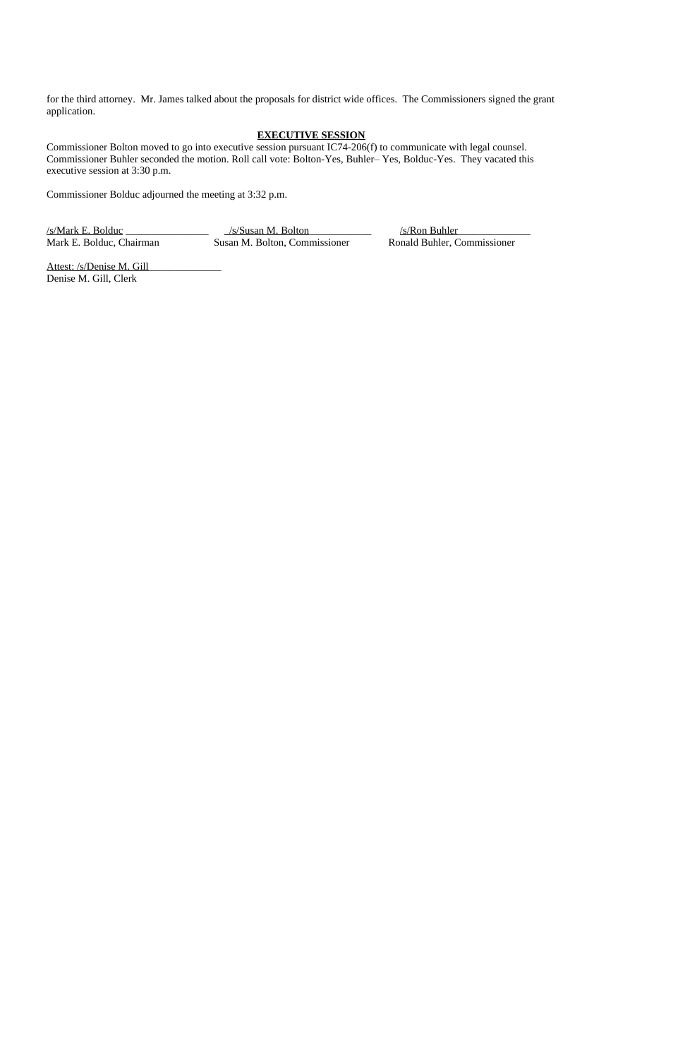for the third attorney. Mr. James talked about the proposals for district wide offices. The Commissioners signed the grant application.

**EXECUTIVE SESSION**

Commissioner Bolton moved to go into executive session pursuant IC74-206(f) to communicate with legal counsel. Commissioner Buhler seconded the motion. Roll call vote: Bolton-Yes, Buhler– Yes, Bolduc-Yes. They vacated this executive session at 3:30 p.m.

Commissioner Bolduc adjourned the meeting at 3:32 p.m.

| | | |
|---|---|---|
| /s/Mark E. Bolduc | /s/Susan M. Bolton | /s/Ron Buhler |
| Mark E. Bolduc, Chairman | Susan M. Bolton, Commissioner | Ronald Buhler, Commissioner |

Attest: /s/Denise M. Gill
Denise M. Gill, Clerk